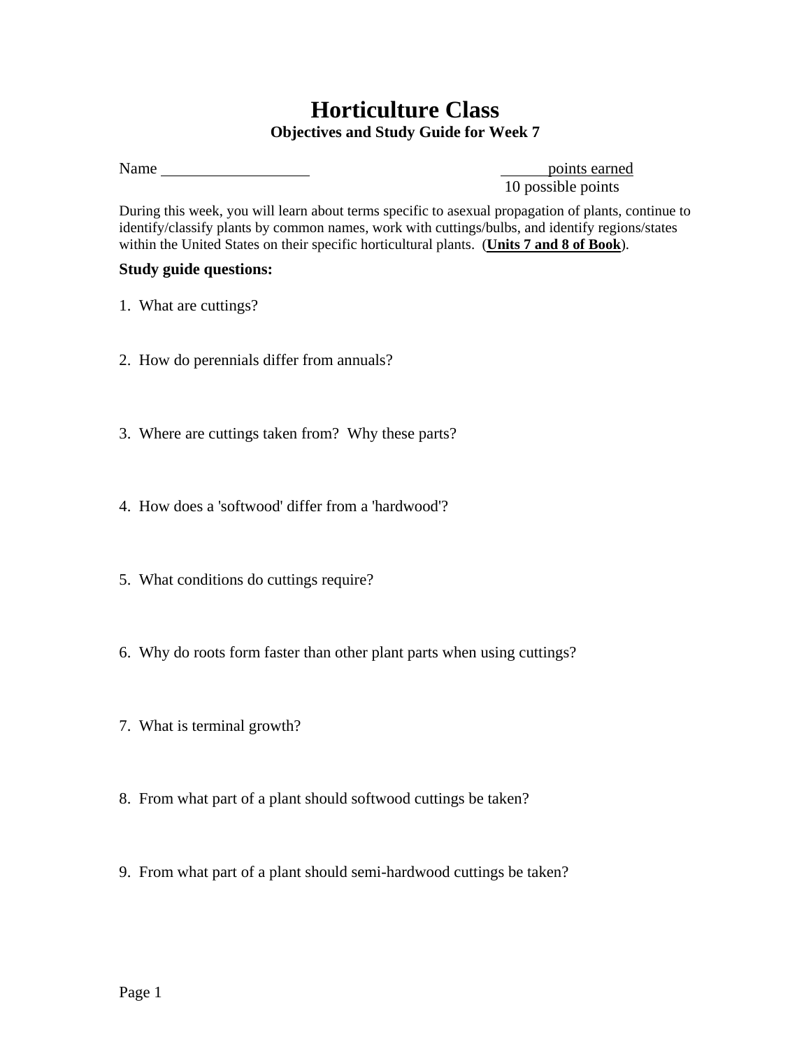# Horticulture Class

## Objectives and Study Guide for Week 7

Name ___________________ ______ points earned
10 possible points

During this week, you will learn about terms specific to asexual propagation of plants, continue to identify/classify plants by common names, work with cuttings/bulbs, and identify regions/states within the United States on their specific horticultural plants. (**Units 7 and 8 of Book**).

**Study guide questions:**

1. What are cuttings?

2. How do perennials differ from annuals?

3. Where are cuttings taken from? Why these parts?

4. How does a 'softwood' differ from a 'hardwood'?

5. What conditions do cuttings require?

6. Why do roots form faster than other plant parts when using cuttings?

7. What is terminal growth?

8. From what part of a plant should softwood cuttings be taken?

9. From what part of a plant should semi-hardwood cuttings be taken?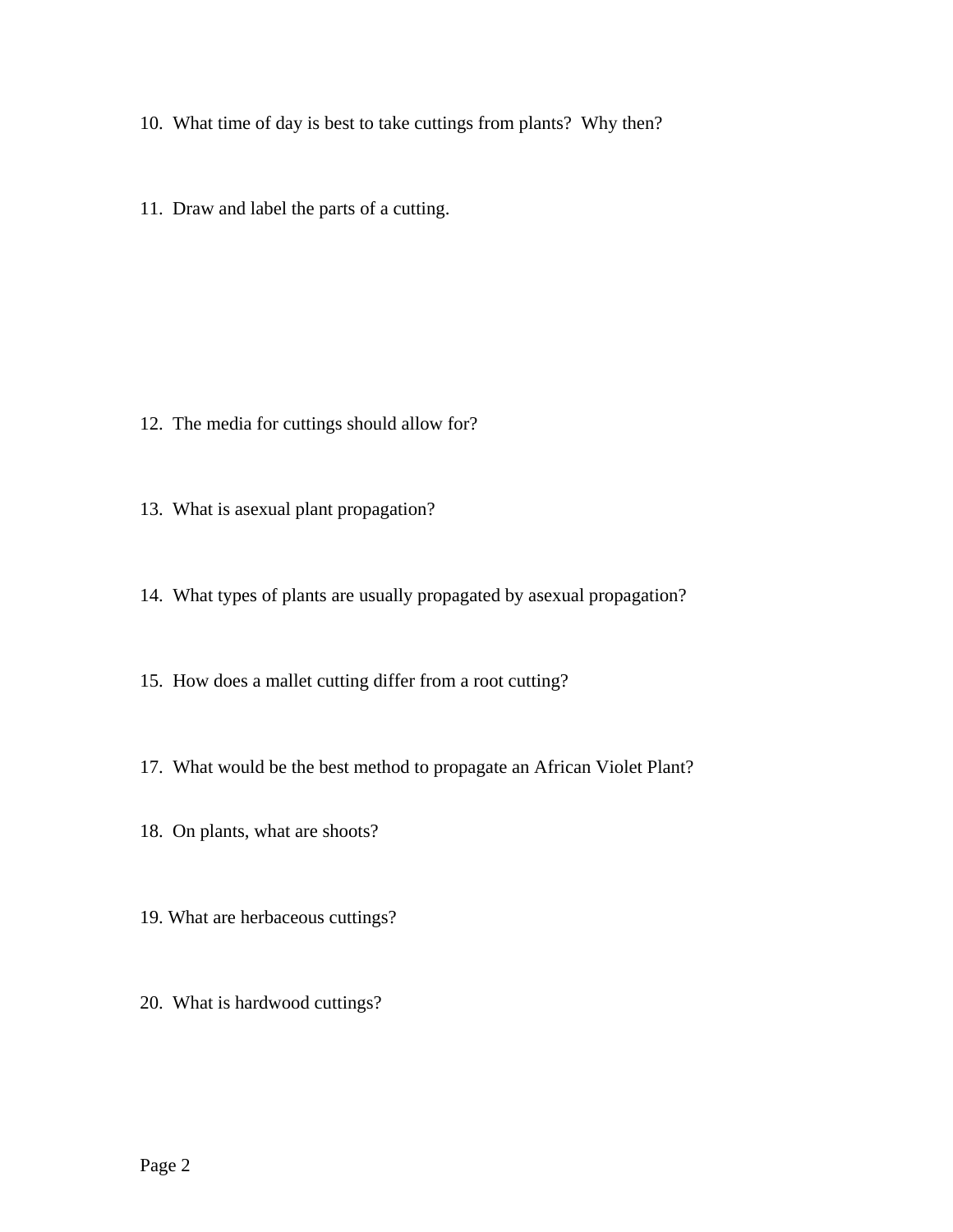10. What time of day is best to take cuttings from plants? Why then?

11. Draw and label the parts of a cutting.

12. The media for cuttings should allow for?

13. What is asexual plant propagation?

14. What types of plants are usually propagated by asexual propagation?

15. How does a mallet cutting differ from a root cutting?

17. What would be the best method to propagate an African Violet Plant?

18. On plants, what are shoots?

19. What are herbaceous cuttings?

20. What is hardwood cuttings?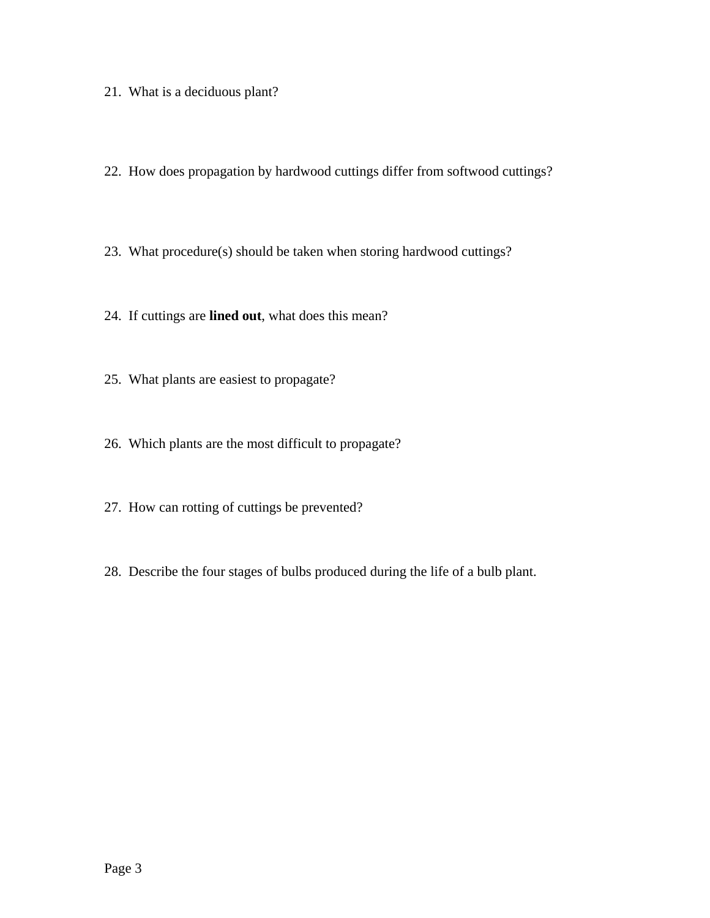21. What is a deciduous plant?

22. How does propagation by hardwood cuttings differ from softwood cuttings?

23. What procedure(s) should be taken when storing hardwood cuttings?

24. If cuttings are **lined out**, what does this mean?

25. What plants are easiest to propagate?

26. Which plants are the most difficult to propagate?

27. How can rotting of cuttings be prevented?

28. Describe the four stages of bulbs produced during the life of a bulb plant.